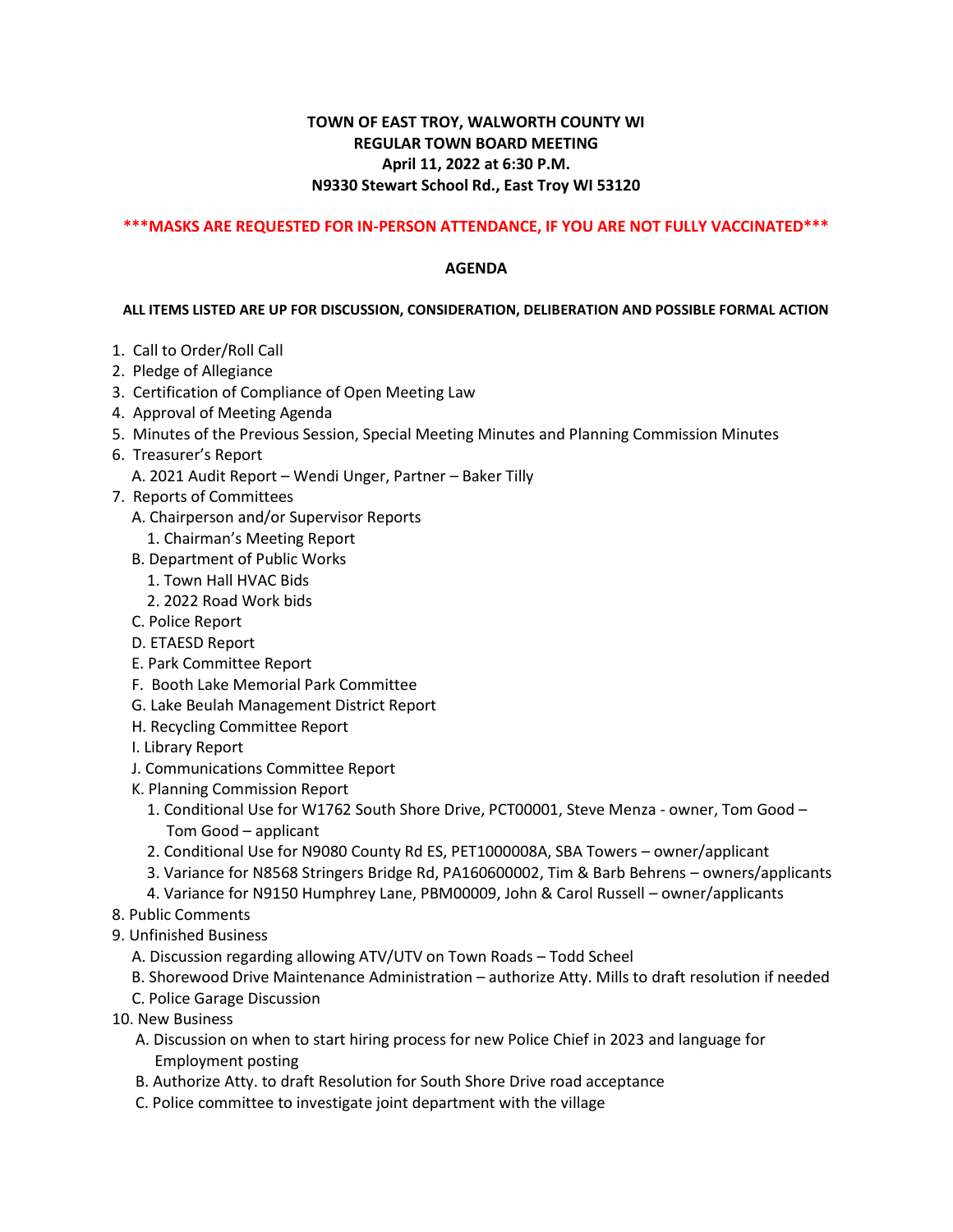**TOWN OF EAST TROY, WALWORTH COUNTY WI**
**REGULAR TOWN BOARD MEETING**
**April 11, 2022 at 6:30 P.M.**
**N9330 Stewart School Rd., East Troy WI 53120**

**\*\*\*MASKS ARE REQUESTED FOR IN-PERSON ATTENDANCE, IF YOU ARE NOT FULLY VACCINATED\*\*\***

## AGENDA

**ALL ITEMS LISTED ARE UP FOR DISCUSSION, CONSIDERATION, DELIBERATION AND POSSIBLE FORMAL ACTION**

1. Call to Order/Roll Call
2. Pledge of Allegiance
3. Certification of Compliance of Open Meeting Law
4. Approval of Meeting Agenda
5. Minutes of the Previous Session, Special Meeting Minutes and Planning Commission Minutes
6. Treasurer's Report
   - A. 2021 Audit Report – Wendi Unger, Partner – Baker Tilly
7. Reports of Committees
   - A. Chairperson and/or Supervisor Reports
     1. Chairman's Meeting Report
   - B. Department of Public Works
     1. Town Hall HVAC Bids
     2. 2022 Road Work bids
   - C. Police Report
   - D. ETAESD Report
   - E. Park Committee Report
   - F. Booth Lake Memorial Park Committee
   - G. Lake Beulah Management District Report
   - H. Recycling Committee Report
   - I. Library Report
   - J. Communications Committee Report
   - K. Planning Commission Report
     1. Conditional Use for W1762 South Shore Drive, PCT00001, Steve Menza - owner, Tom Good – Tom Good – applicant
     2. Conditional Use for N9080 County Rd ES, PET1000008A, SBA Towers – owner/applicant
     3. Variance for N8568 Stringers Bridge Rd, PA160600002, Tim & Barb Behrens – owners/applicants
     4. Variance for N9150 Humphrey Lane, PBM00009, John & Carol Russell – owner/applicants
8. Public Comments
9. Unfinished Business
   - A. Discussion regarding allowing ATV/UTV on Town Roads – Todd Scheel
   - B. Shorewood Drive Maintenance Administration – authorize Atty. Mills to draft resolution if needed
   - C. Police Garage Discussion
10. New Business
    - A. Discussion on when to start hiring process for new Police Chief in 2023 and language for Employment posting
    - B. Authorize Atty. to draft Resolution for South Shore Drive road acceptance
    - C. Police committee to investigate joint department with the village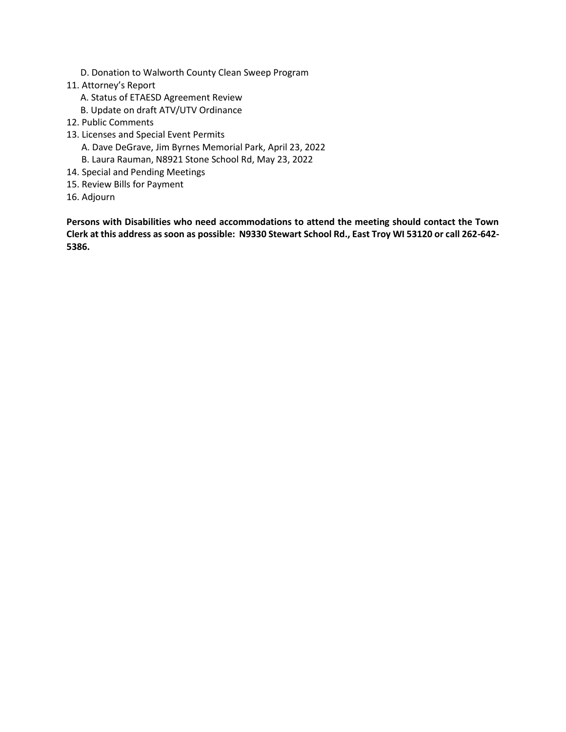D. Donation to Walworth County Clean Sweep Program

11. Attorney's Report
    A. Status of ETAESD Agreement Review
    B. Update on draft ATV/UTV Ordinance
12. Public Comments
13. Licenses and Special Event Permits
    A. Dave DeGrave, Jim Byrnes Memorial Park, April 23, 2022
    B. Laura Rauman, N8921 Stone School Rd, May 23, 2022
14. Special and Pending Meetings
15. Review Bills for Payment
16. Adjourn

**Persons with Disabilities who need accommodations to attend the meeting should contact the Town Clerk at this address as soon as possible: N9330 Stewart School Rd., East Troy WI 53120 or call 262-642-5386.**